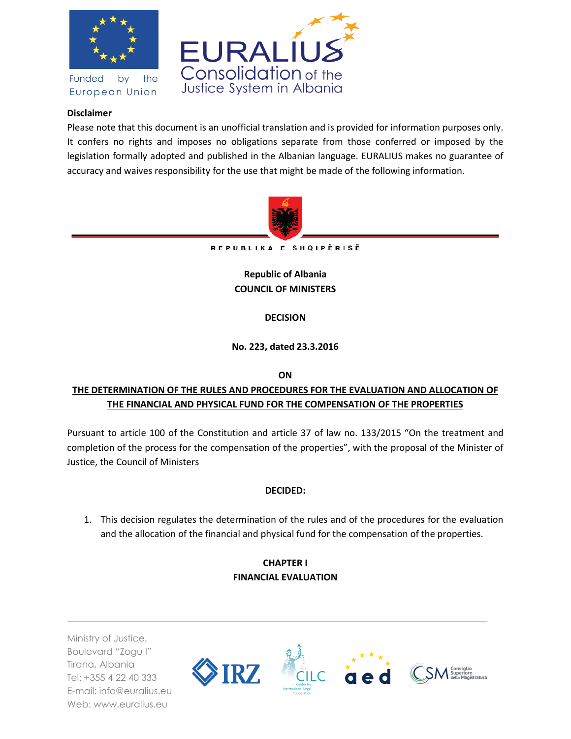Funded by the European Union

EURALIUS
Consolidation of the Justice System in Albania

**Disclaimer**

Please note that this document is an unofficial translation and is provided for information purposes only. It confers no rights and imposes no obligations separate from those conferred or imposed by the legislation formally adopted and published in the Albanian language. EURALIUS makes no guarantee of accuracy and waives responsibility for the use that might be made of the following information.

REPUBLIKA E SHQIPËRISË

**Republic of Albania**
**COUNCIL OF MINISTERS**

**DECISION**

**No. 223, dated 23.3.2016**

**ON**

**THE DETERMINATION OF THE RULES AND PROCEDURES FOR THE EVALUATION AND ALLOCATION OF THE FINANCIAL AND PHYSICAL FUND FOR THE COMPENSATION OF THE PROPERTIES**

Pursuant to article 100 of the Constitution and article 37 of law no. 133/2015 "On the treatment and completion of the process for the compensation of the properties", with the proposal of the Minister of Justice, the Council of Ministers

**DECIDED:**

1. This decision regulates the determination of the rules and of the procedures for the evaluation and the allocation of the financial and physical fund for the compensation of the properties.

## CHAPTER I
## FINANCIAL EVALUATION

Ministry of Justice,
Boulevard "Zogu I"
Tirana, Albania
Tel: +355 4 22 40 333
E-mail: info@euralius.eu
Web: www.euralius.eu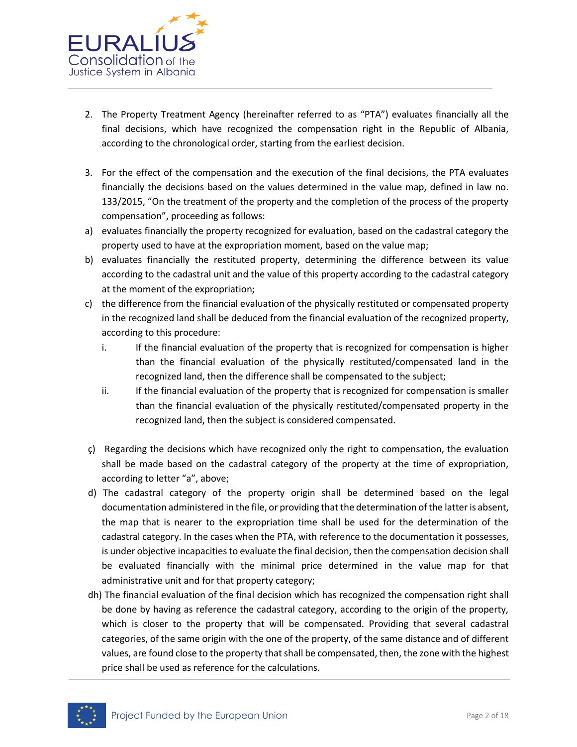2. The Property Treatment Agency (hereinafter referred to as "PTA") evaluates financially all the final decisions, which have recognized the compensation right in the Republic of Albania, according to the chronological order, starting from the earliest decision.

3. For the effect of the compensation and the execution of the final decisions, the PTA evaluates financially the decisions based on the values determined in the value map, defined in law no. 133/2015, "On the treatment of the property and the completion of the process of the property compensation", proceeding as follows:

a) evaluates financially the property recognized for evaluation, based on the cadastral category the property used to have at the expropriation moment, based on the value map;

b) evaluates financially the restituted property, determining the difference between its value according to the cadastral unit and the value of this property according to the cadastral category at the moment of the expropriation;

c) the difference from the financial evaluation of the physically restituted or compensated property in the recognized land shall be deduced from the financial evaluation of the recognized property, according to this procedure:

   i. If the financial evaluation of the property that is recognized for compensation is higher than the financial evaluation of the physically restituted/compensated land in the recognized land, then the difference shall be compensated to the subject;

   ii. If the financial evaluation of the property that is recognized for compensation is smaller than the financial evaluation of the physically restituted/compensated property in the recognized land, then the subject is considered compensated.

ç) Regarding the decisions which have recognized only the right to compensation, the evaluation shall be made based on the cadastral category of the property at the time of expropriation, according to letter "a", above;

d) The cadastral category of the property origin shall be determined based on the legal documentation administered in the file, or providing that the determination of the latter is absent, the map that is nearer to the expropriation time shall be used for the determination of the cadastral category. In the cases when the PTA, with reference to the documentation it possesses, is under objective incapacities to evaluate the final decision, then the compensation decision shall be evaluated financially with the minimal price determined in the value map for that administrative unit and for that property category;

dh) The financial evaluation of the final decision which has recognized the compensation right shall be done by having as reference the cadastral category, according to the origin of the property, which is closer to the property that will be compensated. Providing that several cadastral categories, of the same origin with the one of the property, of the same distance and of different values, are found close to the property that shall be compensated, then, the zone with the highest price shall be used as reference for the calculations.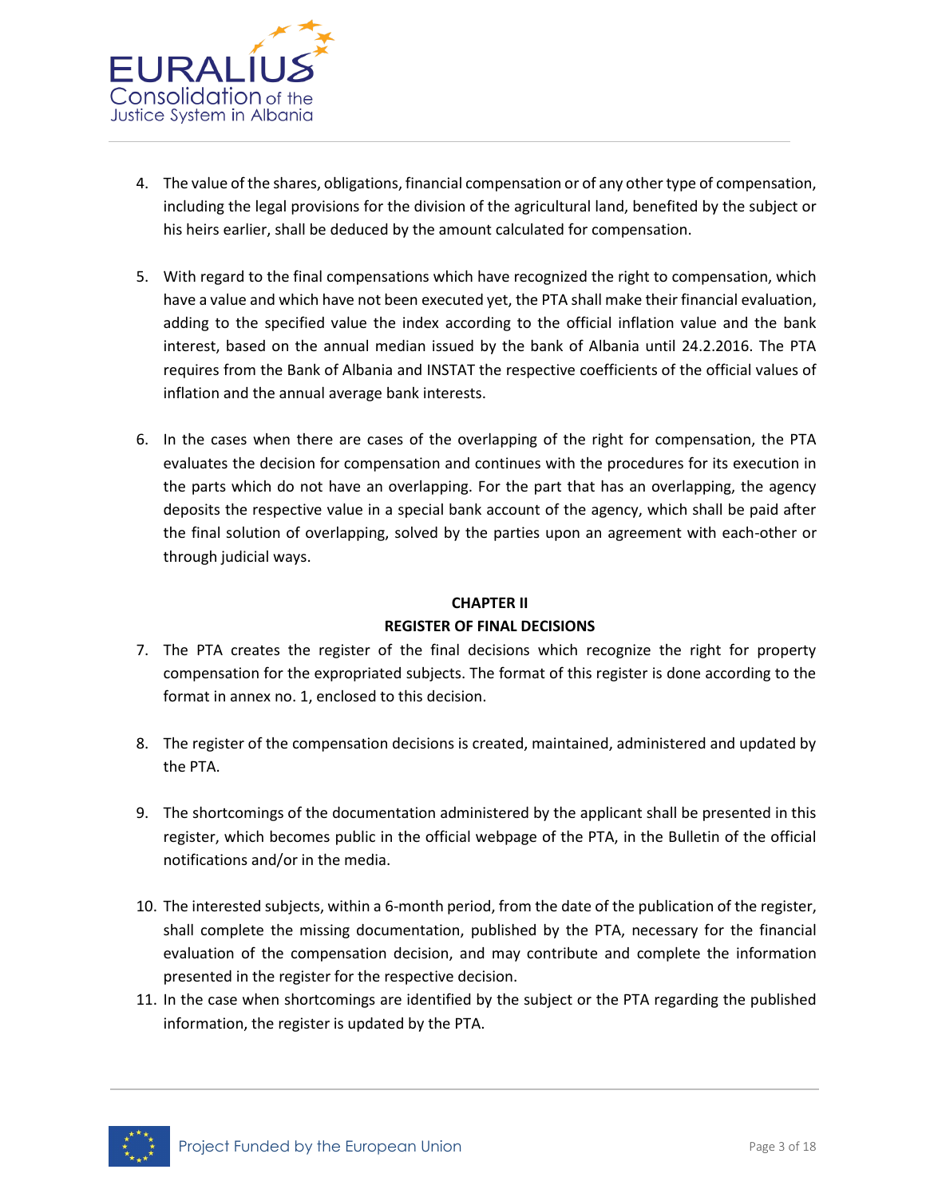4. The value of the shares, obligations, financial compensation or of any other type of compensation, including the legal provisions for the division of the agricultural land, benefited by the subject or his heirs earlier, shall be deduced by the amount calculated for compensation.

5. With regard to the final compensations which have recognized the right to compensation, which have a value and which have not been executed yet, the PTA shall make their financial evaluation, adding to the specified value the index according to the official inflation value and the bank interest, based on the annual median issued by the bank of Albania until 24.2.2016. The PTA requires from the Bank of Albania and INSTAT the respective coefficients of the official values of inflation and the annual average bank interests.

6. In the cases when there are cases of the overlapping of the right for compensation, the PTA evaluates the decision for compensation and continues with the procedures for its execution in the parts which do not have an overlapping. For the part that has an overlapping, the agency deposits the respective value in a special bank account of the agency, which shall be paid after the final solution of overlapping, solved by the parties upon an agreement with each-other or through judicial ways.

## CHAPTER II
## REGISTER OF FINAL DECISIONS

7. The PTA creates the register of the final decisions which recognize the right for property compensation for the expropriated subjects. The format of this register is done according to the format in annex no. 1, enclosed to this decision.

8. The register of the compensation decisions is created, maintained, administered and updated by the PTA.

9. The shortcomings of the documentation administered by the applicant shall be presented in this register, which becomes public in the official webpage of the PTA, in the Bulletin of the official notifications and/or in the media.

10. The interested subjects, within a 6-month period, from the date of the publication of the register, shall complete the missing documentation, published by the PTA, necessary for the financial evaluation of the compensation decision, and may contribute and complete the information presented in the register for the respective decision.
11. In the case when shortcomings are identified by the subject or the PTA regarding the published information, the register is updated by the PTA.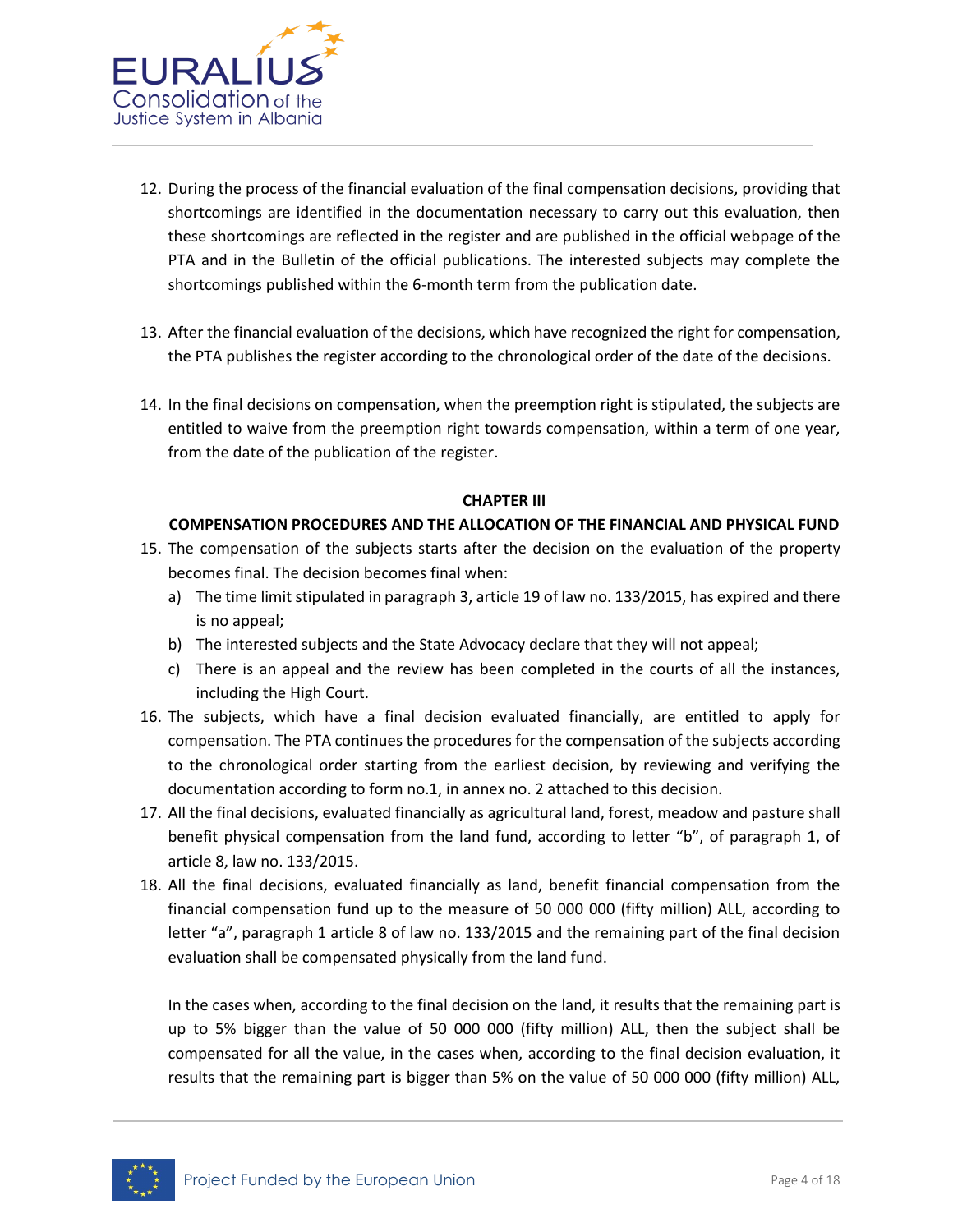12. During the process of the financial evaluation of the final compensation decisions, providing that shortcomings are identified in the documentation necessary to carry out this evaluation, then these shortcomings are reflected in the register and are published in the official webpage of the PTA and in the Bulletin of the official publications. The interested subjects may complete the shortcomings published within the 6-month term from the publication date.

13. After the financial evaluation of the decisions, which have recognized the right for compensation, the PTA publishes the register according to the chronological order of the date of the decisions.

14. In the final decisions on compensation, when the preemption right is stipulated, the subjects are entitled to waive from the preemption right towards compensation, within a term of one year, from the date of the publication of the register.

**CHAPTER III**

**COMPENSATION PROCEDURES AND THE ALLOCATION OF THE FINANCIAL AND PHYSICAL FUND**

15. The compensation of the subjects starts after the decision on the evaluation of the property becomes final. The decision becomes final when:
    a) The time limit stipulated in paragraph 3, article 19 of law no. 133/2015, has expired and there is no appeal;
    b) The interested subjects and the State Advocacy declare that they will not appeal;
    c) There is an appeal and the review has been completed in the courts of all the instances, including the High Court.
16. The subjects, which have a final decision evaluated financially, are entitled to apply for compensation. The PTA continues the procedures for the compensation of the subjects according to the chronological order starting from the earliest decision, by reviewing and verifying the documentation according to form no.1, in annex no. 2 attached to this decision.
17. All the final decisions, evaluated financially as agricultural land, forest, meadow and pasture shall benefit physical compensation from the land fund, according to letter "b", of paragraph 1, of article 8, law no. 133/2015.
18. All the final decisions, evaluated financially as land, benefit financial compensation from the financial compensation fund up to the measure of 50 000 000 (fifty million) ALL, according to letter "a", paragraph 1 article 8 of law no. 133/2015 and the remaining part of the final decision evaluation shall be compensated physically from the land fund.

    In the cases when, according to the final decision on the land, it results that the remaining part is up to 5% bigger than the value of 50 000 000 (fifty million) ALL, then the subject shall be compensated for all the value, in the cases when, according to the final decision evaluation, it results that the remaining part is bigger than 5% on the value of 50 000 000 (fifty million) ALL,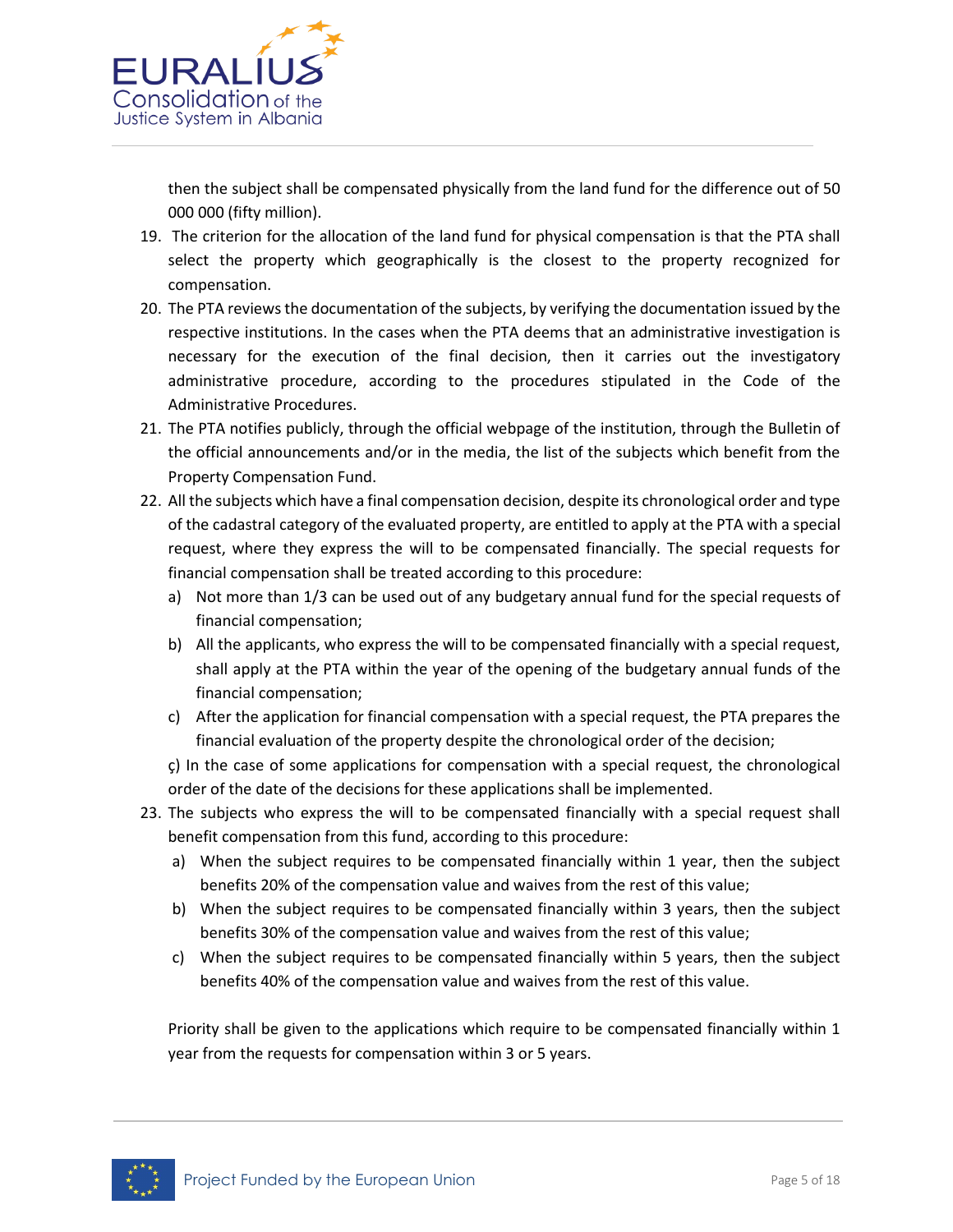then the subject shall be compensated physically from the land fund for the difference out of 50 000 000 (fifty million).

19. The criterion for the allocation of the land fund for physical compensation is that the PTA shall select the property which geographically is the closest to the property recognized for compensation.
20. The PTA reviews the documentation of the subjects, by verifying the documentation issued by the respective institutions. In the cases when the PTA deems that an administrative investigation is necessary for the execution of the final decision, then it carries out the investigatory administrative procedure, according to the procedures stipulated in the Code of the Administrative Procedures.
21. The PTA notifies publicly, through the official webpage of the institution, through the Bulletin of the official announcements and/or in the media, the list of the subjects which benefit from the Property Compensation Fund.
22. All the subjects which have a final compensation decision, despite its chronological order and type of the cadastral category of the evaluated property, are entitled to apply at the PTA with a special request, where they express the will to be compensated financially. The special requests for financial compensation shall be treated according to this procedure:
    a) Not more than 1/3 can be used out of any budgetary annual fund for the special requests of financial compensation;
    b) All the applicants, who express the will to be compensated financially with a special request, shall apply at the PTA within the year of the opening of the budgetary annual funds of the financial compensation;
    c) After the application for financial compensation with a special request, the PTA prepares the financial evaluation of the property despite the chronological order of the decision;

    ç) In the case of some applications for compensation with a special request, the chronological order of the date of the decisions for these applications shall be implemented.
23. The subjects who express the will to be compensated financially with a special request shall benefit compensation from this fund, according to this procedure:
    a) When the subject requires to be compensated financially within 1 year, then the subject benefits 20% of the compensation value and waives from the rest of this value;
    b) When the subject requires to be compensated financially within 3 years, then the subject benefits 30% of the compensation value and waives from the rest of this value;
    c) When the subject requires to be compensated financially within 5 years, then the subject benefits 40% of the compensation value and waives from the rest of this value.

    Priority shall be given to the applications which require to be compensated financially within 1 year from the requests for compensation within 3 or 5 years.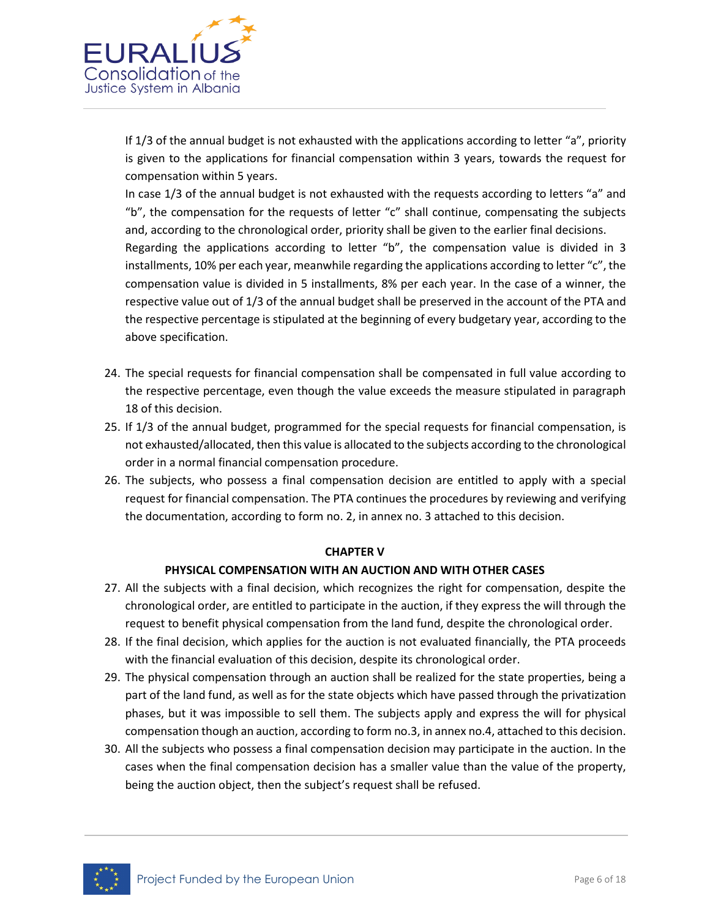If 1/3 of the annual budget is not exhausted with the applications according to letter "a", priority is given to the applications for financial compensation within 3 years, towards the request for compensation within 5 years.

In case 1/3 of the annual budget is not exhausted with the requests according to letters "a" and "b", the compensation for the requests of letter "c" shall continue, compensating the subjects and, according to the chronological order, priority shall be given to the earlier final decisions.

Regarding the applications according to letter "b", the compensation value is divided in 3 installments, 10% per each year, meanwhile regarding the applications according to letter "c", the compensation value is divided in 5 installments, 8% per each year. In the case of a winner, the respective value out of 1/3 of the annual budget shall be preserved in the account of the PTA and the respective percentage is stipulated at the beginning of every budgetary year, according to the above specification.

24. The special requests for financial compensation shall be compensated in full value according to the respective percentage, even though the value exceeds the measure stipulated in paragraph 18 of this decision.
25. If 1/3 of the annual budget, programmed for the special requests for financial compensation, is not exhausted/allocated, then this value is allocated to the subjects according to the chronological order in a normal financial compensation procedure.
26. The subjects, who possess a final compensation decision are entitled to apply with a special request for financial compensation. The PTA continues the procedures by reviewing and verifying the documentation, according to form no. 2, in annex no. 3 attached to this decision.

## CHAPTER V

## PHYSICAL COMPENSATION WITH AN AUCTION AND WITH OTHER CASES

27. All the subjects with a final decision, which recognizes the right for compensation, despite the chronological order, are entitled to participate in the auction, if they express the will through the request to benefit physical compensation from the land fund, despite the chronological order.
28. If the final decision, which applies for the auction is not evaluated financially, the PTA proceeds with the financial evaluation of this decision, despite its chronological order.
29. The physical compensation through an auction shall be realized for the state properties, being a part of the land fund, as well as for the state objects which have passed through the privatization phases, but it was impossible to sell them. The subjects apply and express the will for physical compensation though an auction, according to form no.3, in annex no.4, attached to this decision.
30. All the subjects who possess a final compensation decision may participate in the auction. In the cases when the final compensation decision has a smaller value than the value of the property, being the auction object, then the subject's request shall be refused.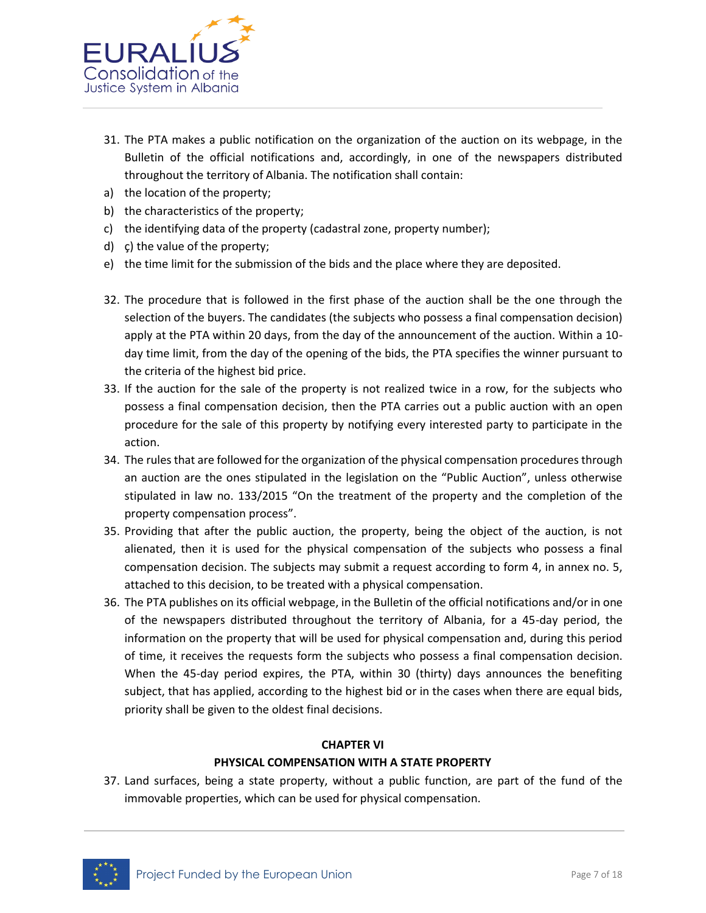31. The PTA makes a public notification on the organization of the auction on its webpage, in the Bulletin of the official notifications and, accordingly, in one of the newspapers distributed throughout the territory of Albania. The notification shall contain:

a) the location of the property;

b) the characteristics of the property;

c) the identifying data of the property (cadastral zone, property number);

d) ç) the value of the property;

e) the time limit for the submission of the bids and the place where they are deposited.

32. The procedure that is followed in the first phase of the auction shall be the one through the selection of the buyers. The candidates (the subjects who possess a final compensation decision) apply at the PTA within 20 days, from the day of the announcement of the auction. Within a 10-day time limit, from the day of the opening of the bids, the PTA specifies the winner pursuant to the criteria of the highest bid price.
33. If the auction for the sale of the property is not realized twice in a row, for the subjects who possess a final compensation decision, then the PTA carries out a public auction with an open procedure for the sale of this property by notifying every interested party to participate in the action.
34. The rules that are followed for the organization of the physical compensation procedures through an auction are the ones stipulated in the legislation on the "Public Auction", unless otherwise stipulated in law no. 133/2015 "On the treatment of the property and the completion of the property compensation process".
35. Providing that after the public auction, the property, being the object of the auction, is not alienated, then it is used for the physical compensation of the subjects who possess a final compensation decision. The subjects may submit a request according to form 4, in annex no. 5, attached to this decision, to be treated with a physical compensation.
36. The PTA publishes on its official webpage, in the Bulletin of the official notifications and/or in one of the newspapers distributed throughout the territory of Albania, for a 45-day period, the information on the property that will be used for physical compensation and, during this period of time, it receives the requests form the subjects who possess a final compensation decision. When the 45-day period expires, the PTA, within 30 (thirty) days announces the benefiting subject, that has applied, according to the highest bid or in the cases when there are equal bids, priority shall be given to the oldest final decisions.

## CHAPTER VI

## PHYSICAL COMPENSATION WITH A STATE PROPERTY

37. Land surfaces, being a state property, without a public function, are part of the fund of the immovable properties, which can be used for physical compensation.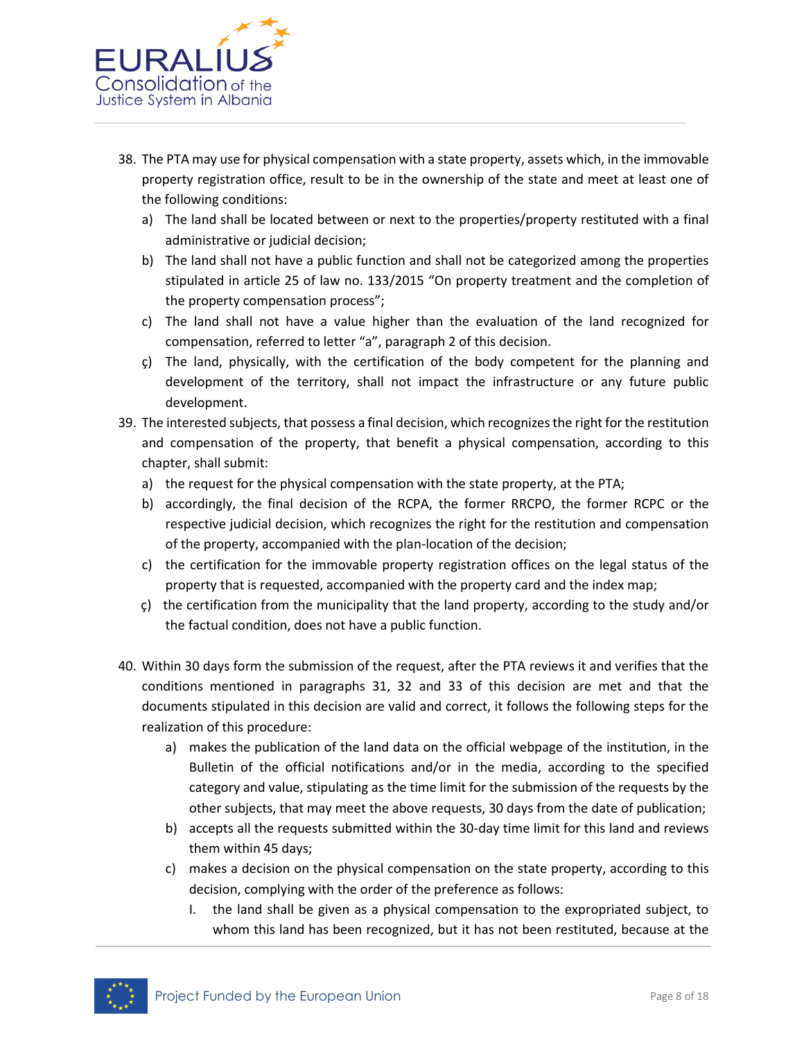38. The PTA may use for physical compensation with a state property, assets which, in the immovable property registration office, result to be in the ownership of the state and meet at least one of the following conditions:
    a) The land shall be located between or next to the properties/property restituted with a final administrative or judicial decision;
    b) The land shall not have a public function and shall not be categorized among the properties stipulated in article 25 of law no. 133/2015 "On property treatment and the completion of the property compensation process";
    c) The land shall not have a value higher than the evaluation of the land recognized for compensation, referred to letter "a", paragraph 2 of this decision.
    ç) The land, physically, with the certification of the body competent for the planning and development of the territory, shall not impact the infrastructure or any future public development.
39. The interested subjects, that possess a final decision, which recognizes the right for the restitution and compensation of the property, that benefit a physical compensation, according to this chapter, shall submit:
    a) the request for the physical compensation with the state property, at the PTA;
    b) accordingly, the final decision of the RCPA, the former RRCPO, the former RCPC or the respective judicial decision, which recognizes the right for the restitution and compensation of the property, accompanied with the plan-location of the decision;
    c) the certification for the immovable property registration offices on the legal status of the property that is requested, accompanied with the property card and the index map;
    ç) the certification from the municipality that the land property, according to the study and/or the factual condition, does not have a public function.

40. Within 30 days form the submission of the request, after the PTA reviews it and verifies that the conditions mentioned in paragraphs 31, 32 and 33 of this decision are met and that the documents stipulated in this decision are valid and correct, it follows the following steps for the realization of this procedure:
    a) makes the publication of the land data on the official webpage of the institution, in the Bulletin of the official notifications and/or in the media, according to the specified category and value, stipulating as the time limit for the submission of the requests by the other subjects, that may meet the above requests, 30 days from the date of publication;
    b) accepts all the requests submitted within the 30-day time limit for this land and reviews them within 45 days;
    c) makes a decision on the physical compensation on the state property, according to this decision, complying with the order of the preference as follows:
        I. the land shall be given as a physical compensation to the expropriated subject, to whom this land has been recognized, but it has not been restituted, because at the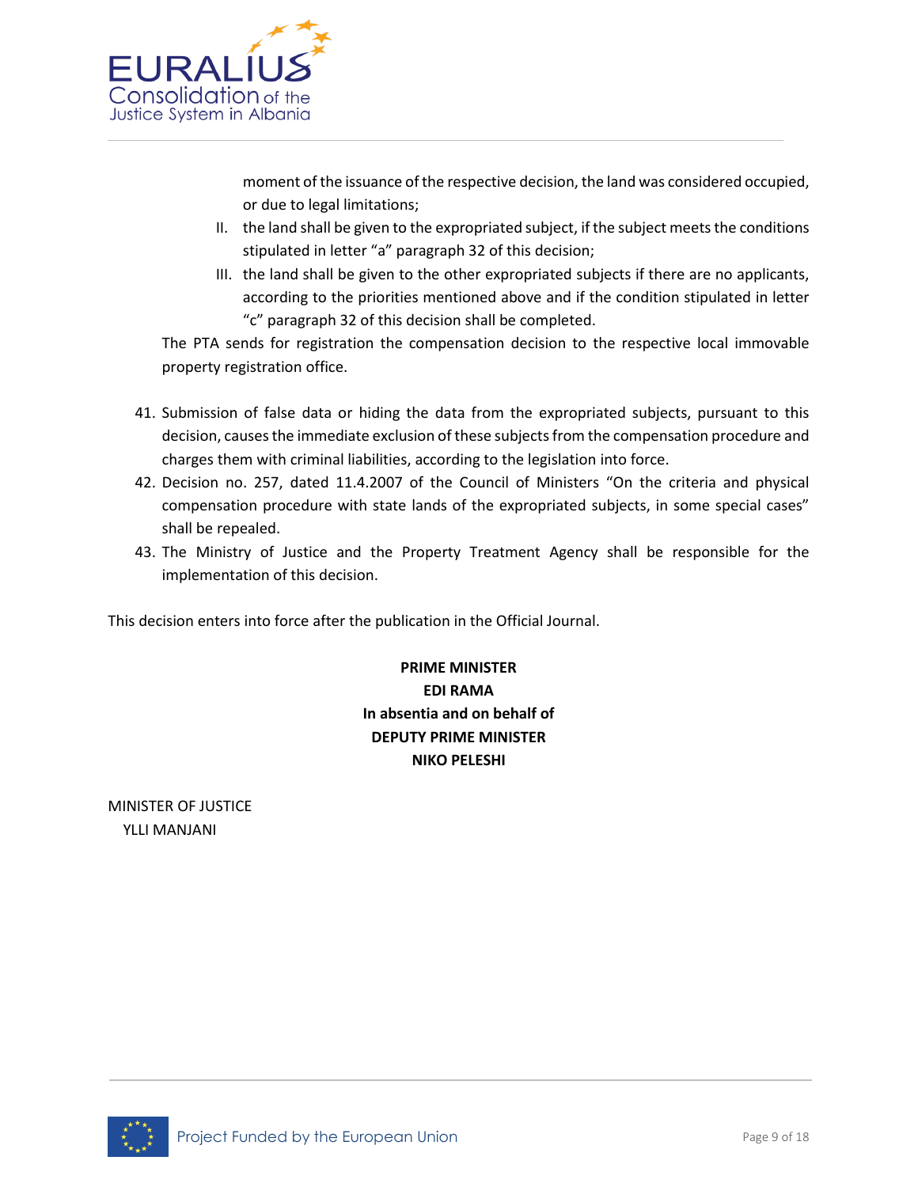moment of the issuance of the respective decision, the land was considered occupied, or due to legal limitations;

II. the land shall be given to the expropriated subject, if the subject meets the conditions stipulated in letter "a" paragraph 32 of this decision;

III. the land shall be given to the other expropriated subjects if there are no applicants, according to the priorities mentioned above and if the condition stipulated in letter "c" paragraph 32 of this decision shall be completed.

The PTA sends for registration the compensation decision to the respective local immovable property registration office.

41. Submission of false data or hiding the data from the expropriated subjects, pursuant to this decision, causes the immediate exclusion of these subjects from the compensation procedure and charges them with criminal liabilities, according to the legislation into force.
42. Decision no. 257, dated 11.4.2007 of the Council of Ministers "On the criteria and physical compensation procedure with state lands of the expropriated subjects, in some special cases" shall be repealed.
43. The Ministry of Justice and the Property Treatment Agency shall be responsible for the implementation of this decision.

This decision enters into force after the publication in the Official Journal.

**PRIME MINISTER**
**EDI RAMA**
**In absentia and on behalf of**
**DEPUTY PRIME MINISTER**
**NIKO PELESHI**

MINISTER OF JUSTICE
YLLI MANJANI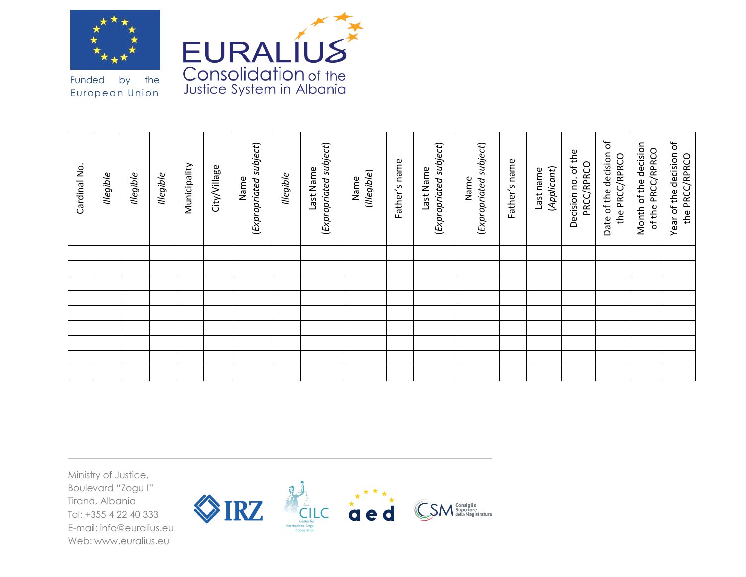| Cardinal No. | *Illegible* | *Illegible* | *Illegible* | Municipality | City/Village | Name (*Expropriated subject*) | *Illegible* | Last Name (*Expropriated subject*) | Name (*Illegible*) | Father's name | Last Name (*Expropriated subject*) | Name (*Expropriated subject*) | Father's name | Last name (*Applicant*) | Decision no. of the PRCC/RPRCO | Date of the decision of the PRCC/RPRCO | Month of the decision of the PRCC/RPRCO | Year of the decision of the PRCC/RPRCO |
|---|---|---|---|---|---|---|---|---|---|---|---|---|---|---|---|---|---|---|
| | | | | | | | | | | | | | | | | | | |
| | | | | | | | | | | | | | | | | | | |
| | | | | | | | | | | | | | | | | | | |
| | | | | | | | | | | | | | | | | | | |
| | | | | | | | | | | | | | | | | | | |
| | | | | | | | | | | | | | | | | | | |
| | | | | | | | | | | | | | | | | | | |
| | | | | | | | | | | | | | | | | | | |
| | | | | | | | | | | | | | | | | | | |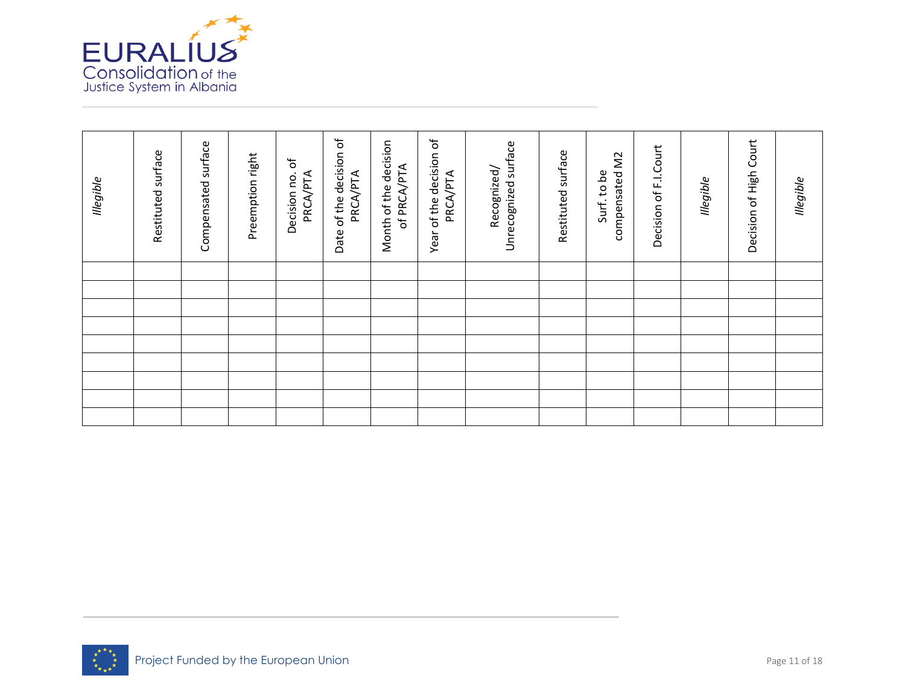| *Illegible* | Restituted surface | Compensated surface | Preemption right | Decision no. of PRCA/PTA | Date of the decision of PRCA/PTA | Month of the decision of PRCA/PTA | Year of the decision of PRCA/PTA | Recognized/ Unrecognized surface | Restituted surface | Surf. to be compensated M2 | Decision of F.I.Court | *Illegible* | Decision of High Court | *Illegible* |
|---|---|---|---|---|---|---|---|---|---|---|---|---|---|---|
| | | | | | | | | | | | | | | |
| | | | | | | | | | | | | | | |
| | | | | | | | | | | | | | | |
| | | | | | | | | | | | | | | |
| | | | | | | | | | | | | | | |
| | | | | | | | | | | | | | | |
| | | | | | | | | | | | | | | |
| | | | | | | | | | | | | | | |
| | | | | | | | | | | | | | | |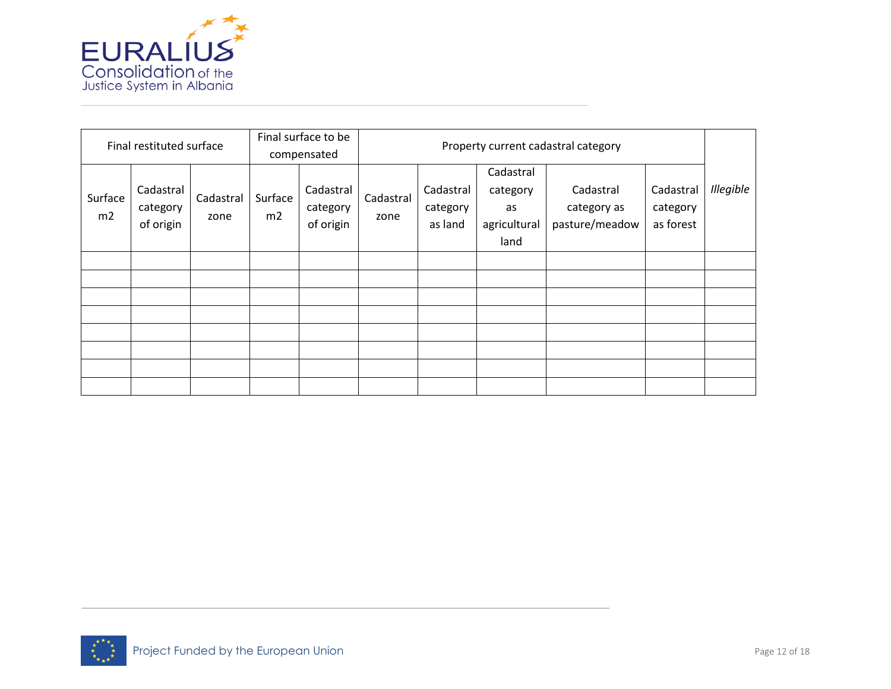| Final restituted surface | | | Final surface to be compensated | | Property current cadastral category | | | | | *Illegible* |
|---|---|---|---|---|---|---|---|---|---|---|
| Surface m2 | Cadastral category of origin | Cadastral zone | Surface m2 | Cadastral category of origin | Cadastral zone | Cadastral category as land | Cadastral category as agricultural land | Cadastral category as pasture/meadow | Cadastral category as forest | |
| | | | | | | | | | | |
| | | | | | | | | | | |
| | | | | | | | | | | |
| | | | | | | | | | | |
| | | | | | | | | | | |
| | | | | | | | | | | |
| | | | | | | | | | | |
| | | | | | | | | | | |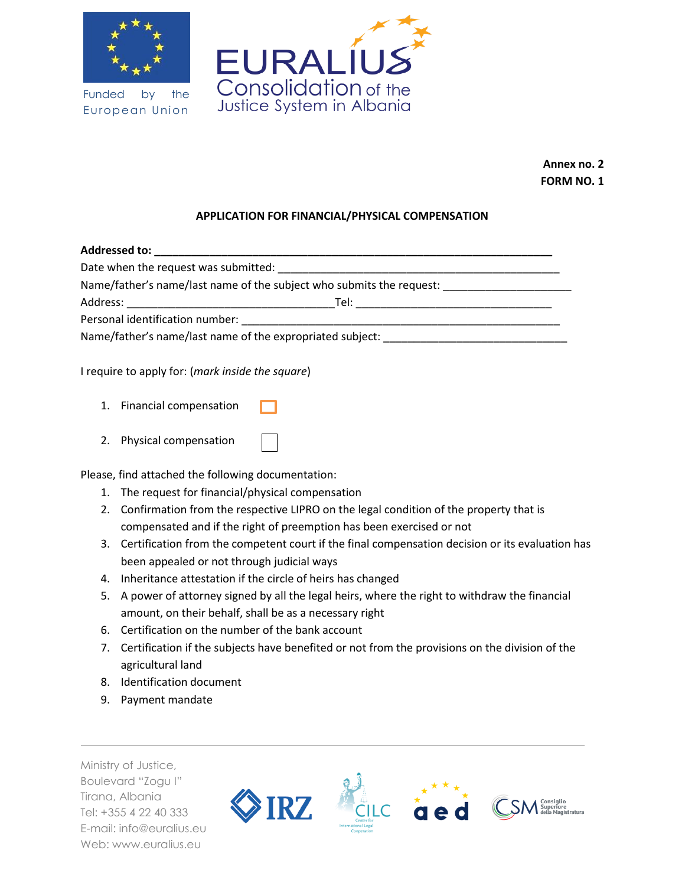**Annex no. 2**
**FORM NO. 1**

**APPLICATION FOR FINANCIAL/PHYSICAL COMPENSATION**

**Addressed to:** ______________________________________________________

Date when the request was submitted: ___________________________________________

Name/father's name/last name of the subject who submits the request: ____________________

Address: ________________________________Tel: ______________________________

Personal identification number: _________________________________________________

Name/father's name/last name of the expropriated subject: ____________________________

I require to apply for: (*mark inside the square*)

1. Financial compensation ☐
2. Physical compensation ☐

Please, find attached the following documentation:

1. The request for financial/physical compensation
2. Confirmation from the respective LIPRO on the legal condition of the property that is compensated and if the right of preemption has been exercised or not
3. Certification from the competent court if the final compensation decision or its evaluation has been appealed or not through judicial ways
4. Inheritance attestation if the circle of heirs has changed
5. A power of attorney signed by all the legal heirs, where the right to withdraw the financial amount, on their behalf, shall be as a necessary right
6. Certification on the number of the bank account
7. Certification if the subjects have benefited or not from the provisions on the division of the agricultural land
8. Identification document
9. Payment mandate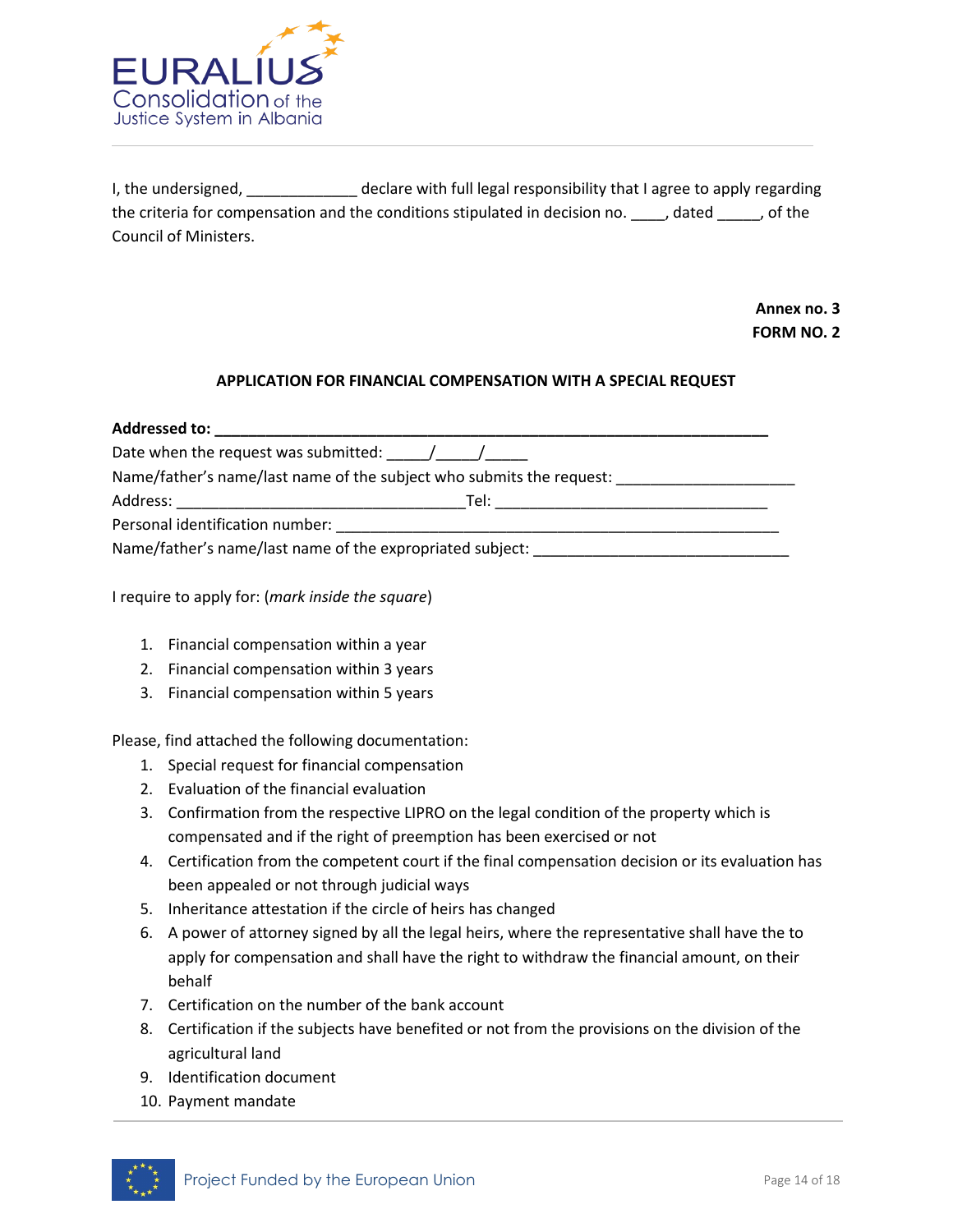I, the undersigned, _____________ declare with full legal responsibility that I agree to apply regarding the criteria for compensation and the conditions stipulated in decision no. ____, dated _____, of the Council of Ministers.

**Annex no. 3**
**FORM NO. 2**

**APPLICATION FOR FINANCIAL COMPENSATION WITH A SPECIAL REQUEST**

**Addressed to: ______________________________________________________________________**

Date when the request was submitted: _____/_____/_____

Name/father's name/last name of the subject who submits the request: _____________________

Address: _________________________________Tel: _______________________________

Personal identification number: __________________________________________________

Name/father's name/last name of the expropriated subject: _____________________________

I require to apply for: (*mark inside the square*)

1. Financial compensation within a year
2. Financial compensation within 3 years
3. Financial compensation within 5 years

Please, find attached the following documentation:

1. Special request for financial compensation
2. Evaluation of the financial evaluation
3. Confirmation from the respective LIPRO on the legal condition of the property which is compensated and if the right of preemption has been exercised or not
4. Certification from the competent court if the final compensation decision or its evaluation has been appealed or not through judicial ways
5. Inheritance attestation if the circle of heirs has changed
6. A power of attorney signed by all the legal heirs, where the representative shall have the to apply for compensation and shall have the right to withdraw the financial amount, on their behalf
7. Certification on the number of the bank account
8. Certification if the subjects have benefited or not from the provisions on the division of the agricultural land
9. Identification document
10. Payment mandate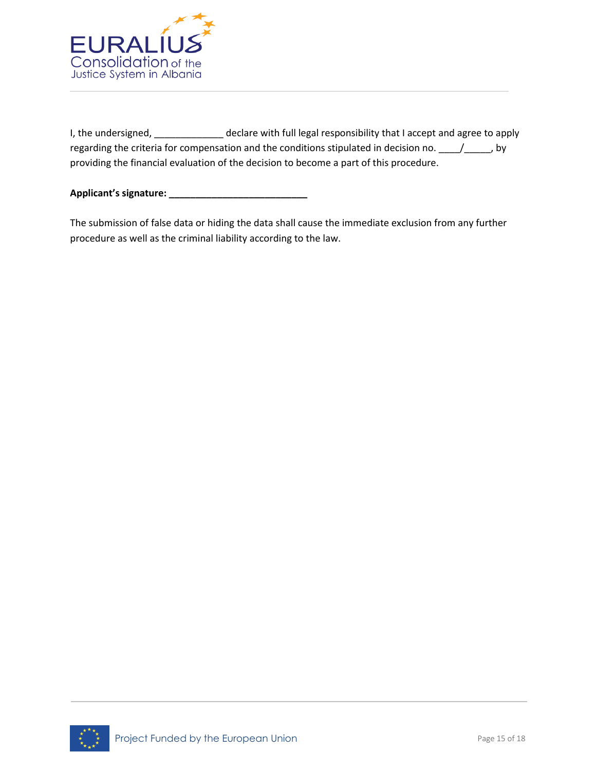I, the undersigned, _____________ declare with full legal responsibility that I accept and agree to apply regarding the criteria for compensation and the conditions stipulated in decision no. ____/_____, by providing the financial evaluation of the decision to become a part of this procedure.

**Applicant's signature: __________________________**

The submission of false data or hiding the data shall cause the immediate exclusion from any further procedure as well as the criminal liability according to the law.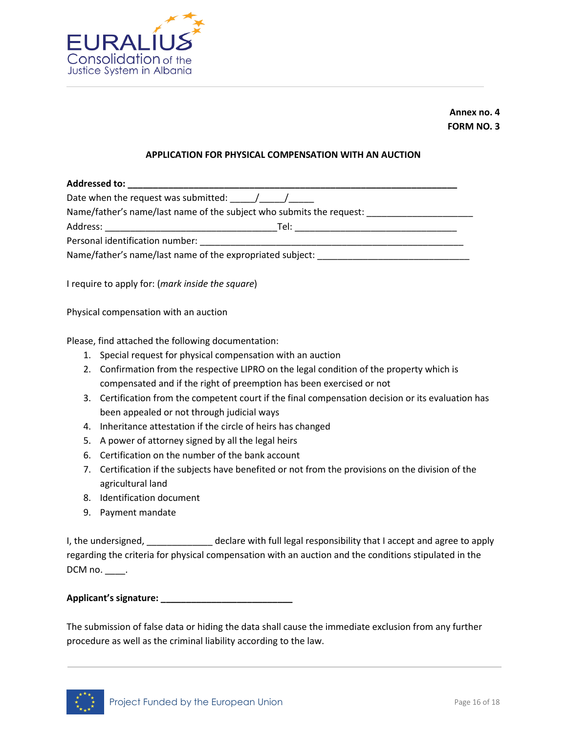**Annex no. 4**
**FORM NO. 3**

**APPLICATION FOR PHYSICAL COMPENSATION WITH AN AUCTION**

**Addressed to: ___________________________________________________________________**
Date when the request was submitted: _____/_____/_____
Name/father's name/last name of the subject who submits the request: _____________________
Address: _________________________________Tel: _______________________________
Personal identification number: __________________________________________________
Name/father's name/last name of the expropriated subject: _____________________________

I require to apply for: (*mark inside the square*)

Physical compensation with an auction

Please, find attached the following documentation:

1. Special request for physical compensation with an auction
2. Confirmation from the respective LIPRO on the legal condition of the property which is compensated and if the right of preemption has been exercised or not
3. Certification from the competent court if the final compensation decision or its evaluation has been appealed or not through judicial ways
4. Inheritance attestation if the circle of heirs has changed
5. A power of attorney signed by all the legal heirs
6. Certification on the number of the bank account
7. Certification if the subjects have benefited or not from the provisions on the division of the agricultural land
8. Identification document
9. Payment mandate

I, the undersigned, _____________ declare with full legal responsibility that I accept and agree to apply regarding the criteria for physical compensation with an auction and the conditions stipulated in the DCM no. ____.

**Applicant's signature: __________________________**

The submission of false data or hiding the data shall cause the immediate exclusion from any further procedure as well as the criminal liability according to the law.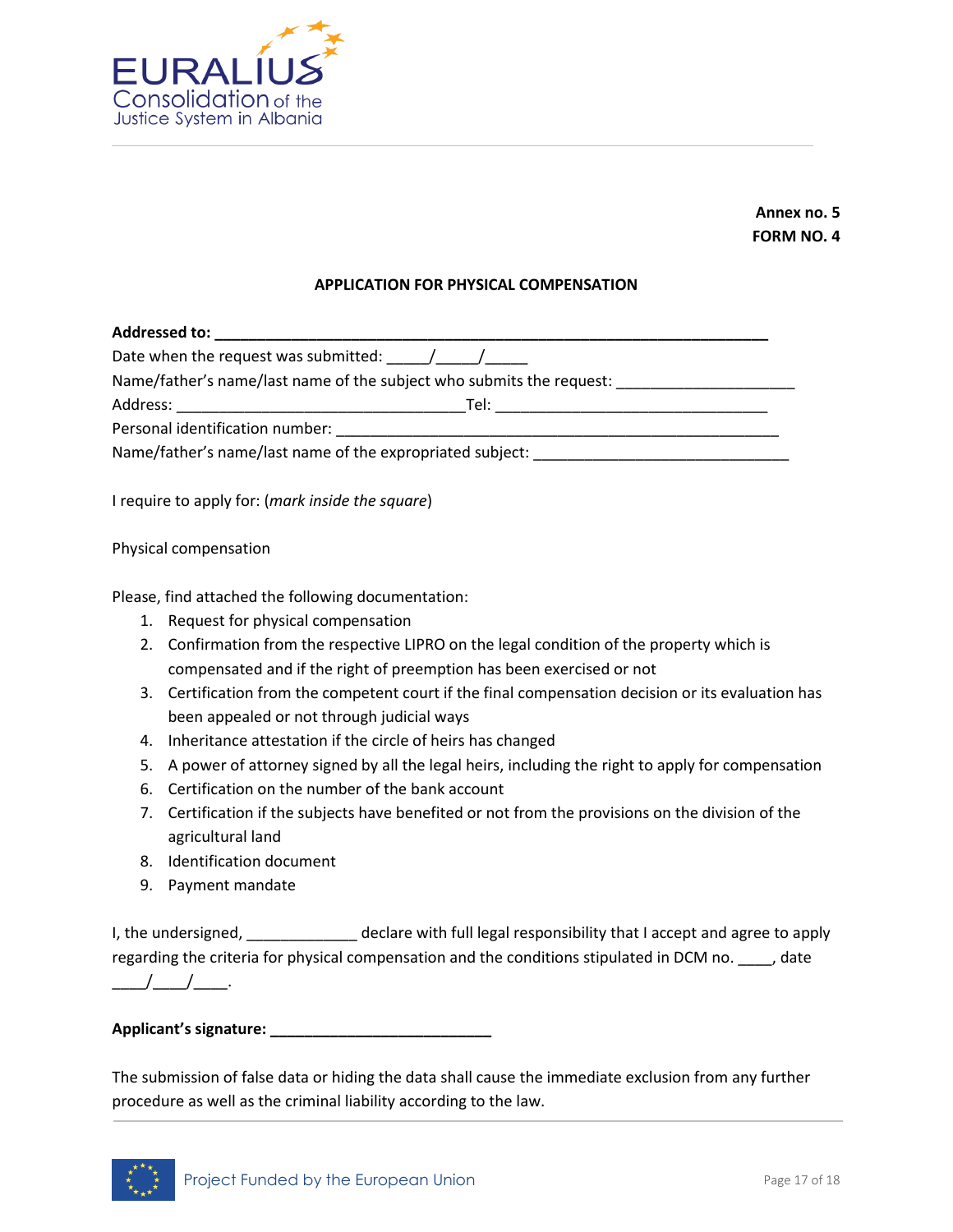**Annex no. 5**
**FORM NO. 4**

**APPLICATION FOR PHYSICAL COMPENSATION**

**Addressed to: ____________________________________________________________**
Date when the request was submitted: _____/_____/_____
Name/father's name/last name of the subject who submits the request: ____________________
Address: ________________________________Tel: ______________________________
Personal identification number: _________________________________________________
Name/father's name/last name of the expropriated subject: ____________________________

I require to apply for: (*mark inside the square*)

Physical compensation

Please, find attached the following documentation:

1. Request for physical compensation
2. Confirmation from the respective LIPRO on the legal condition of the property which is compensated and if the right of preemption has been exercised or not
3. Certification from the competent court if the final compensation decision or its evaluation has been appealed or not through judicial ways
4. Inheritance attestation if the circle of heirs has changed
5. A power of attorney signed by all the legal heirs, including the right to apply for compensation
6. Certification on the number of the bank account
7. Certification if the subjects have benefited or not from the provisions on the division of the agricultural land
8. Identification document
9. Payment mandate

I, the undersigned, _____________ declare with full legal responsibility that I accept and agree to apply regarding the criteria for physical compensation and the conditions stipulated in DCM no. ____, date ____/____/____.

**Applicant's signature: _________________________**

The submission of false data or hiding the data shall cause the immediate exclusion from any further procedure as well as the criminal liability according to the law.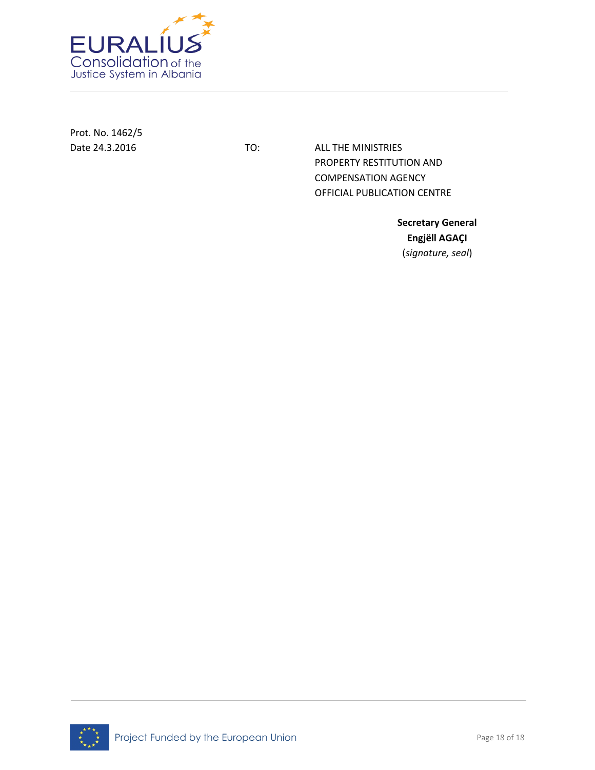Prot. No. 1462/5

Date 24.3.2016

TO:

ALL THE MINISTRIES
PROPERTY RESTITUTION AND COMPENSATION AGENCY
OFFICIAL PUBLICATION CENTRE

**Secretary General**
**Engjëll AGAÇI**
(*signature, seal*)